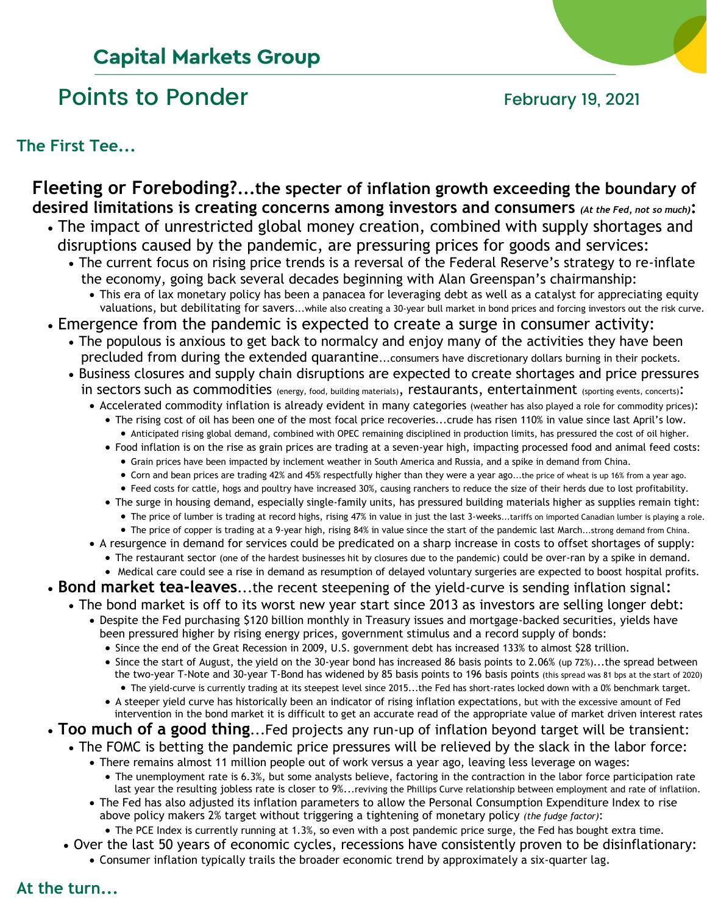## Capital Markets Group

# Points to Ponder

February 19, 2021

### The First Tee...

**Fleeting or Foreboding?...the specter of inflation growth exceeding the boundary of desired limitations is creating concerns among investors and consumers** ***(At the Fed, not so much)*****:**

- The impact of unrestricted global money creation, combined with supply shortages and disruptions caused by the pandemic, are pressuring prices for goods and services:
  - The current focus on rising price trends is a reversal of the Federal Reserve's strategy to re-inflate the economy, going back several decades beginning with Alan Greenspan's chairmanship:
    - This era of lax monetary policy has been a panacea for leveraging debt as well as a catalyst for appreciating equity valuations, but debilitating for savers...while also creating a 30-year bull market in bond prices and forcing investors out the risk curve.
- Emergence from the pandemic is expected to create a surge in consumer activity:
  - The populous is anxious to get back to normalcy and enjoy many of the activities they have been precluded from during the extended quarantine...consumers have discretionary dollars burning in their pockets.
  - Business closures and supply chain disruptions are expected to create shortages and price pressures in sectors such as commodities (energy, food, building materials), restaurants, entertainment (sporting events, concerts):
    - Accelerated commodity inflation is already evident in many categories (weather has also played a role for commodity prices):
      - The rising cost of oil has been one of the most focal price recoveries...crude has risen 110% in value since last April's low.
        - Anticipated rising global demand, combined with OPEC remaining disciplined in production limits, has pressured the cost of oil higher.
      - Food inflation is on the rise as grain prices are trading at a seven-year high, impacting processed food and animal feed costs:
        - Grain prices have been impacted by inclement weather in South America and Russia, and a spike in demand from China.
        - Corn and bean prices are trading 42% and 45% respectfully higher than they were a year ago...the price of wheat is up 16% from a year ago.
        - Feed costs for cattle, hogs and poultry have increased 30%, causing ranchers to reduce the size of their herds due to lost profitability.
      - The surge in housing demand, especially single-family units, has pressured building materials higher as supplies remain tight:
        - The price of lumber is trading at record highs, rising 47% in value in just the last 3-weeks...tariffs on imported Canadian lumber is playing a role.
        - The price of copper is trading at a 9-year high, rising 84% in value since the start of the pandemic last March...strong demand from China.
    - A resurgence in demand for services could be predicated on a sharp increase in costs to offset shortages of supply:
      - The restaurant sector (one of the hardest businesses hit by closures due to the pandemic) could be over-ran by a spike in demand.
      - Medical care could see a rise in demand as resumption of delayed voluntary surgeries are expected to boost hospital profits.
- **Bond market tea-leaves**...the recent steepening of the yield-curve is sending inflation signal:
  - The bond market is off to its worst new year start since 2013 as investors are selling longer debt:
    - Despite the Fed purchasing $120 billion monthly in Treasury issues and mortgage-backed securities, yields have been pressured higher by rising energy prices, government stimulus and a record supply of bonds:
      - Since the end of the Great Recession in 2009, U.S. government debt has increased 133% to almost $28 trillion.
      - Since the start of August, the yield on the 30-year bond has increased 86 basis points to 2.06% (up 72%)...the spread between the two-year T-Note and 30-year T-Bond has widened by 85 basis points to 196 basis points (this spread was 81 bps at the start of 2020)
        - The yield-curve is currently trading at its steepest level since 2015...the Fed has short-rates locked down with a 0% benchmark target.
      - A steeper yield curve has historically been an indicator of rising inflation expectations, but with the excessive amount of Fed intervention in the bond market it is difficult to get an accurate read of the appropriate value of market driven interest rates
- **Too much of a good thing**...Fed projects any run-up of inflation beyond target will be transient:
  - The FOMC is betting the pandemic price pressures will be relieved by the slack in the labor force:
    - There remains almost 11 million people out of work versus a year ago, leaving less leverage on wages:
      - The unemployment rate is 6.3%, but some analysts believe, factoring in the contraction in the labor force participation rate last year the resulting jobless rate is closer to 9%...reviving the Phillips Curve relationship between employment and rate of inflatiion.
    - The Fed has also adjusted its inflation parameters to allow the Personal Consumption Expenditure Index to rise above policy makers 2% target without triggering a tightening of monetary policy *(the fudge factor)*:
      - The PCE Index is currently running at 1.3%, so even with a post pandemic price surge, the Fed has bought extra time.
  - Over the last 50 years of economic cycles, recessions have consistently proven to be disinflationary:
    - Consumer inflation typically trails the broader economic trend by approximately a six-quarter lag.

### At the turn...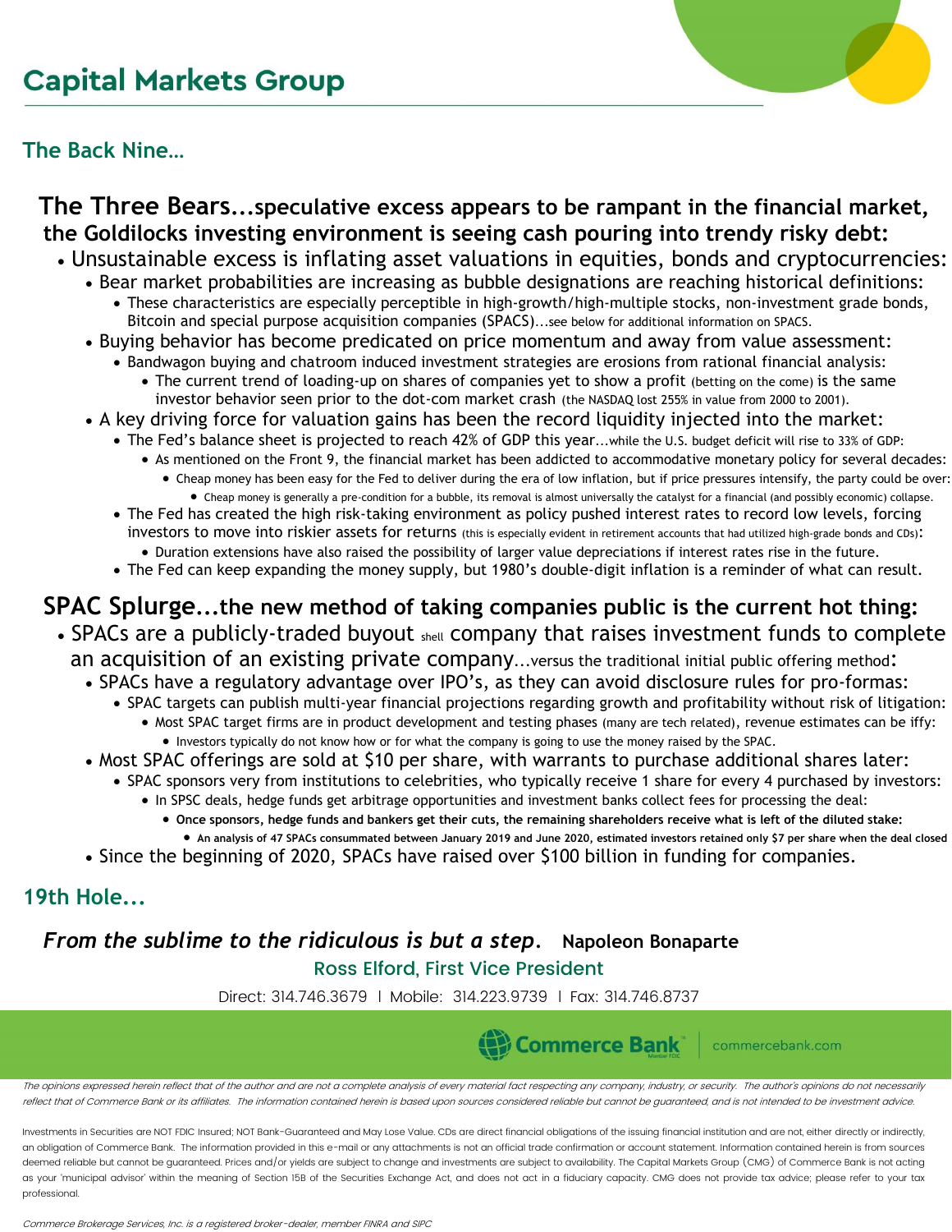## Capital Markets Group

### The Back Nine…

**The Three Bears…speculative excess appears to be rampant in the financial market, the Goldilocks investing environment is seeing cash pouring into trendy risky debt:**

- Unsustainable excess is inflating asset valuations in equities, bonds and cryptocurrencies:
  - Bear market probabilities are increasing as bubble designations are reaching historical definitions:
    - These characteristics are especially perceptible in high-growth/high-multiple stocks, non-investment grade bonds, Bitcoin and special purpose acquisition companies (SPACS)…see below for additional information on SPACS.
  - Buying behavior has become predicated on price momentum and away from value assessment:
    - Bandwagon buying and chatroom induced investment strategies are erosions from rational financial analysis:
      - The current trend of loading-up on shares of companies yet to show a profit (betting on the come) is the same investor behavior seen prior to the dot-com market crash (the NASDAQ lost 255% in value from 2000 to 2001).
  - A key driving force for valuation gains has been the record liquidity injected into the market:
    - The Fed's balance sheet is projected to reach 42% of GDP this year…while the U.S. budget deficit will rise to 33% of GDP:
      - As mentioned on the Front 9, the financial market has been addicted to accommodative monetary policy for several decades:
        - Cheap money has been easy for the Fed to deliver during the era of low inflation, but if price pressures intensify, the party could be over:
          - Cheap money is generally a pre-condition for a bubble, its removal is almost universally the catalyst for a financial (and possibly economic) collapse.
    - The Fed has created the high risk-taking environment as policy pushed interest rates to record low levels, forcing investors to move into riskier assets for returns (this is especially evident in retirement accounts that had utilized high-grade bonds and CDs):
      - Duration extensions have also raised the possibility of larger value depreciations if interest rates rise in the future.
    - The Fed can keep expanding the money supply, but 1980's double-digit inflation is a reminder of what can result.

**SPAC Splurge…the new method of taking companies public is the current hot thing:**

- SPACs are a publicly-traded buyout shell company that raises investment funds to complete an acquisition of an existing private company…versus the traditional initial public offering method:
  - SPACs have a regulatory advantage over IPO's, as they can avoid disclosure rules for pro-formas:
    - SPAC targets can publish multi-year financial projections regarding growth and profitability without risk of litigation:
      - Most SPAC target firms are in product development and testing phases (many are tech related), revenue estimates can be iffy:
        - Investors typically do not know how or for what the company is going to use the money raised by the SPAC.
  - Most SPAC offerings are sold at $10 per share, with warrants to purchase additional shares later:
    - SPAC sponsors very from institutions to celebrities, who typically receive 1 share for every 4 purchased by investors:
      - In SPSC deals, hedge funds get arbitrage opportunities and investment banks collect fees for processing the deal:
        - **Once sponsors, hedge funds and bankers get their cuts, the remaining shareholders receive what is left of the diluted stake:**
          - **An analysis of 47 SPACs consummated between January 2019 and June 2020, estimated investors retained only $7 per share when the deal closed**
  - Since the beginning of 2020, SPACs have raised over $100 billion in funding for companies.

### 19th Hole...

***From the sublime to the ridiculous is but a step.*** **Napoleon Bonaparte**

Ross Elford, First Vice President

Direct: 314.746.3679 | Mobile: 314.223.9739 | Fax: 314.746.8737

Commerce Bank | commercebank.com

*The opinions expressed herein reflect that of the author and are not a complete analysis of every material fact respecting any company, industry, or security. The author's opinions do not necessarily reflect that of Commerce Bank or its affiliates. The information contained herein is based upon sources considered reliable but cannot be guaranteed, and is not intended to be investment advice.*

Investments in Securities are NOT FDIC Insured; NOT Bank-Guaranteed and May Lose Value. CDs are direct financial obligations of the issuing financial institution and are not, either directly or indirectly, an obligation of Commerce Bank. The information provided in this e-mail or any attachments is not an official trade confirmation or account statement. Information contained herein is from sources deemed reliable but cannot be guaranteed. Prices and/or yields are subject to change and investments are subject to availability. The Capital Markets Group (CMG) of Commerce Bank is not acting as your 'municipal advisor' within the meaning of Section 15B of the Securities Exchange Act, and does not act in a fiduciary capacity. CMG does not provide tax advice; please refer to your tax professional.

*Commerce Brokerage Services, Inc. is a registered broker-dealer, member FINRA and SIPC*